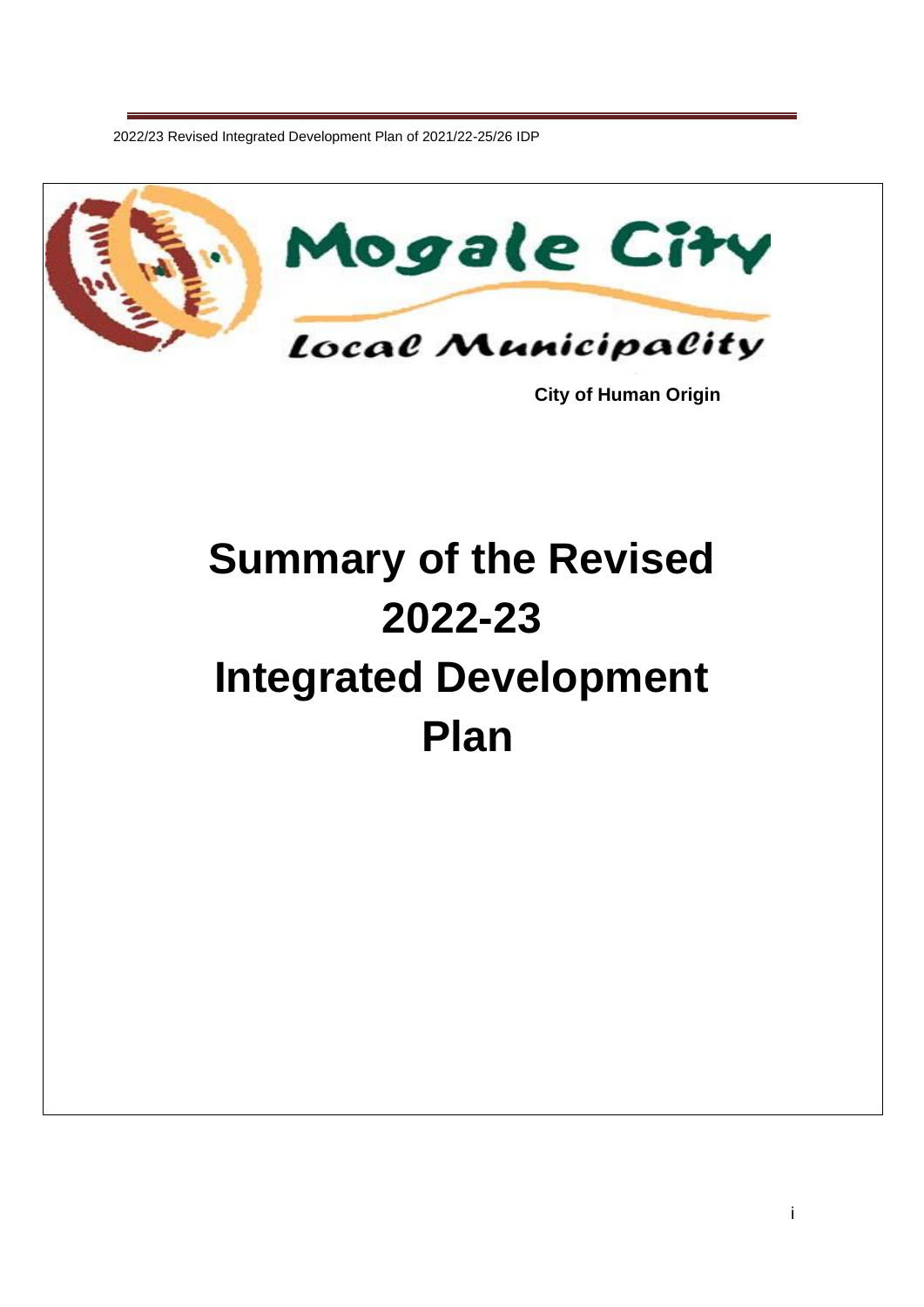Mogale City

Local Municipality

**City of Human Origin**

# Summary of the Revised 2022-23 Integrated Development Plan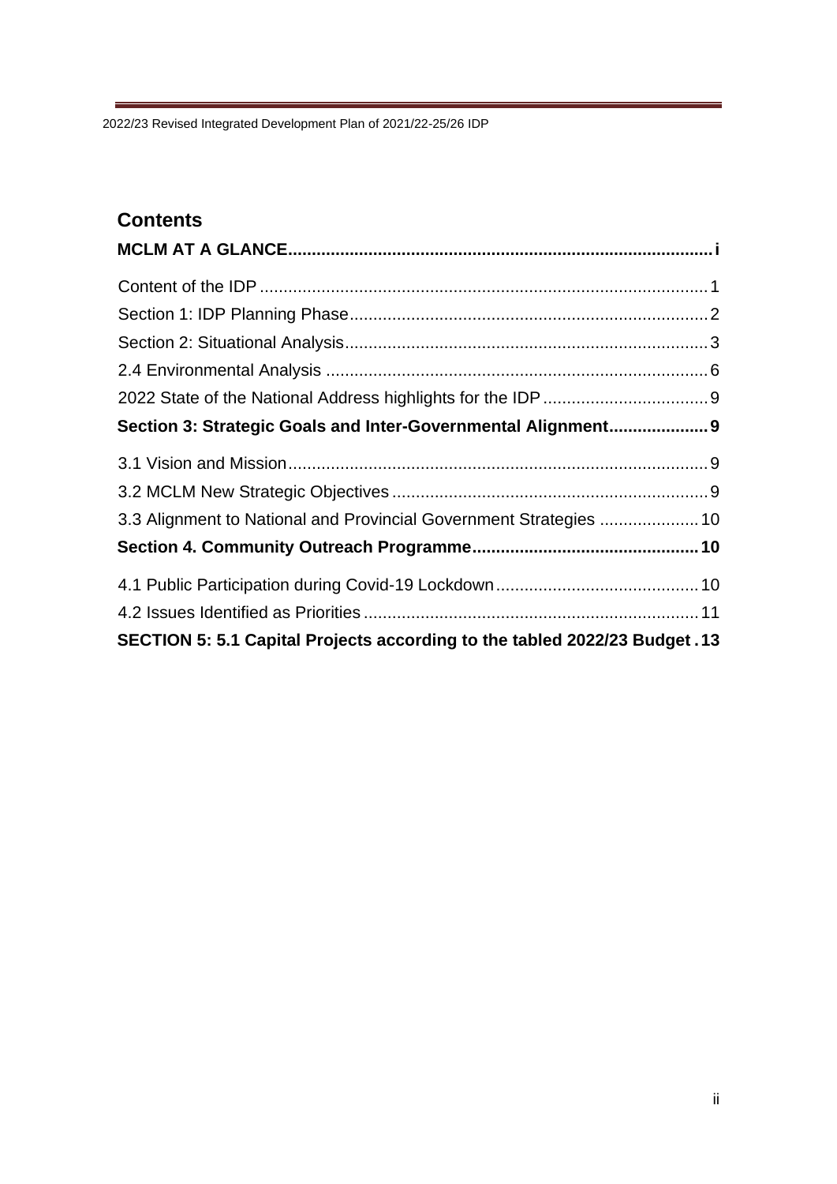# Contents

**MCLM AT A GLANCE......................................................................................i**

Content of the IDP..............................................................................................1
Section 1: IDP Planning Phase............................................................................2
Section 2: Situational Analysis.............................................................................3
2.4 Environmental Analysis.................................................................................6
2022 State of the National Address highlights for the IDP...................................9

**Section 3: Strategic Goals and Inter-Governmental Alignment.....................9**

3.1 Vision and Mission........................................................................................9
3.2 MCLM New Strategic Objectives..................................................................9
3.3 Alignment to National and Provincial Government Strategies.....................10

**Section 4. Community Outreach Programme................................................10**

4.1 Public Participation during Covid-19 Lockdown...........................................10
4.2 Issues Identified as Priorities.......................................................................11

**SECTION 5: 5.1 Capital Projects according to the tabled 2022/23 Budget..13**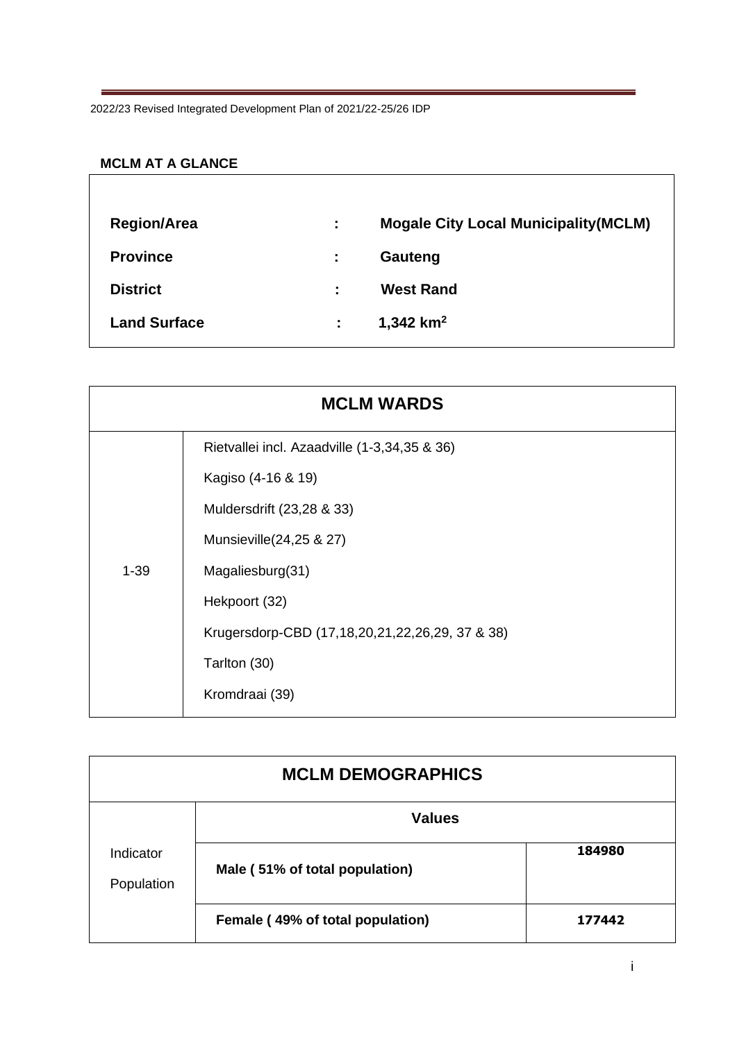## MCLM AT A GLANCE

| | | |
|---|---|---|
| **Region/Area** | : | **Mogale City Local Municipality(MCLM)** |
| **Province** | : | **Gauteng** |
| **District** | : | **West Rand** |
| **Land Surface** | : | **1,342 km$^2$** |

| MCLM WARDS | |
|---|---|
| 1-39 | Rietvallei incl. Azaadville (1-3,34,35 & 36) |
| | Kagiso (4-16 & 19) |
| | Muldersdrift (23,28 & 33) |
| | Munsieville(24,25 & 27) |
| | Magaliesburg(31) |
| | Hekpoort (32) |
| | Krugersdorp-CBD (17,18,20,21,22,26,29, 37 & 38) |
| | Tarlton (30) |
| | Kromdraai (39) |

| MCLM DEMOGRAPHICS | | |
|---|---|---|
| Indicator<br>Population | **Values** | |
| | **Male ( 51% of total population)** | **184980** |
| | **Female ( 49% of total population)** | **177442** |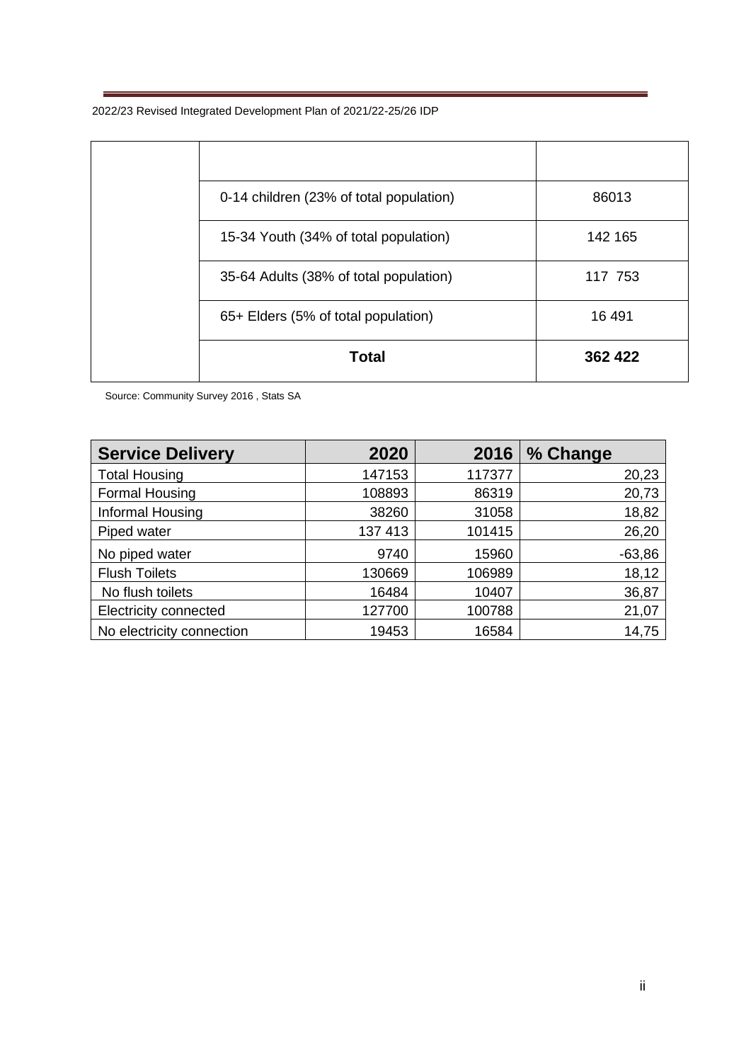| | | |
|---|---|---|
| | | |
| | 0-14 children (23% of total population) | 86013 |
| | 15-34 Youth (34% of total population) | 142 165 |
| | 35-64 Adults (38% of total population) | 117 753 |
| | 65+ Elders (5% of total population) | 16 491 |
| | **Total** | **362 422** |

Source: Community Survey 2016 , Stats SA

| Service Delivery | 2020 | 2016 | % Change |
|---|---|---|---|
| Total Housing | 147153 | 117377 | 20,23 |
| Formal Housing | 108893 | 86319 | 20,73 |
| Informal Housing | 38260 | 31058 | 18,82 |
| Piped water | 137 413 | 101415 | 26,20 |
| No piped water | 9740 | 15960 | -63,86 |
| Flush Toilets | 130669 | 106989 | 18,12 |
| No flush toilets | 16484 | 10407 | 36,87 |
| Electricity connected | 127700 | 100788 | 21,07 |
| No electricity connection | 19453 | 16584 | 14,75 |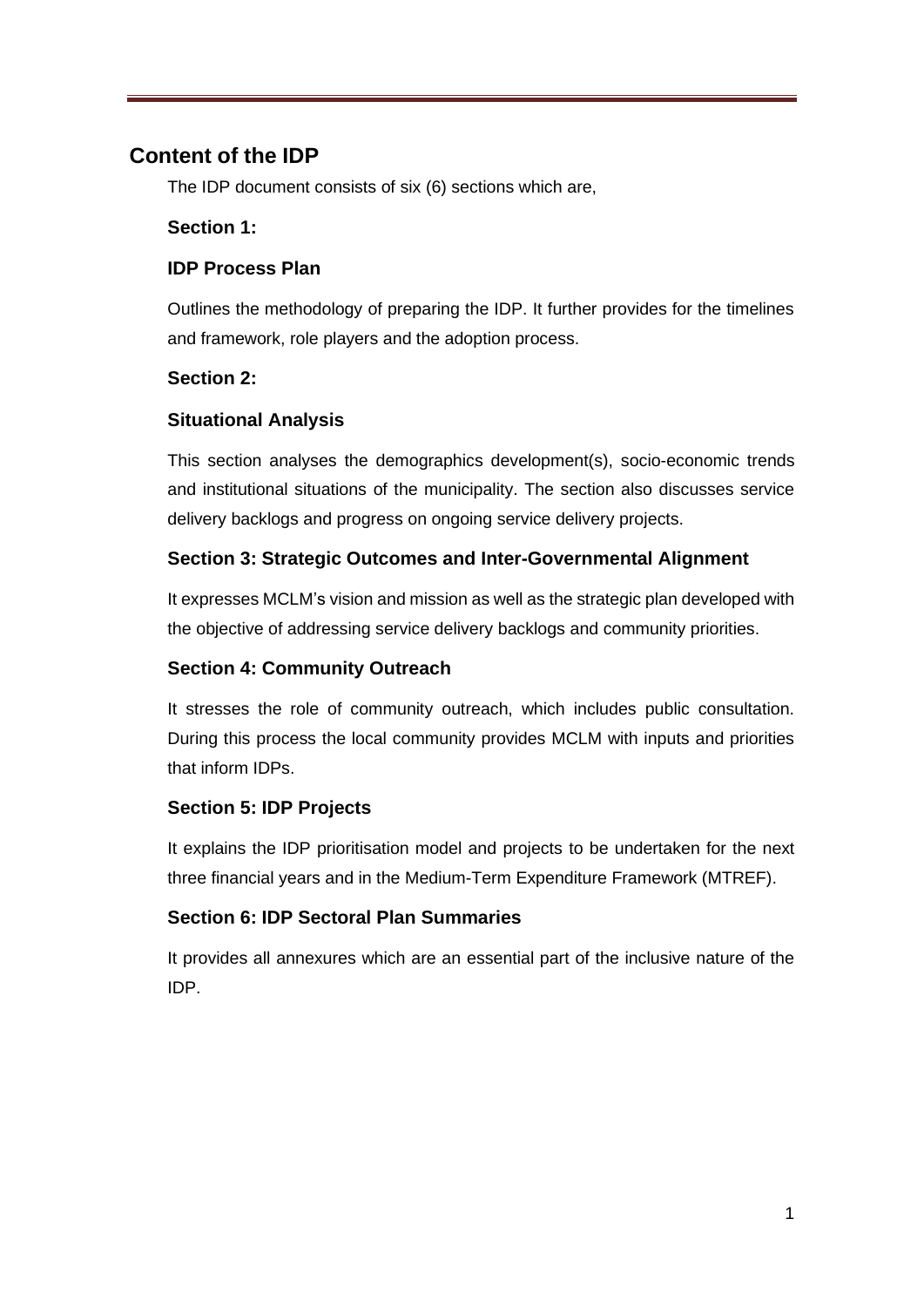## Content of the IDP

The IDP document consists of six (6) sections which are,

### Section 1:

### IDP Process Plan

Outlines the methodology of preparing the IDP. It further provides for the timelines and framework, role players and the adoption process.

### Section 2:

### Situational Analysis

This section analyses the demographics development(s), socio-economic trends and institutional situations of the municipality. The section also discusses service delivery backlogs and progress on ongoing service delivery projects.

### Section 3: Strategic Outcomes and Inter-Governmental Alignment

It expresses MCLM's vision and mission as well as the strategic plan developed with the objective of addressing service delivery backlogs and community priorities.

### Section 4: Community Outreach

It stresses the role of community outreach, which includes public consultation. During this process the local community provides MCLM with inputs and priorities that inform IDPs.

### Section 5: IDP Projects

It explains the IDP prioritisation model and projects to be undertaken for the next three financial years and in the Medium-Term Expenditure Framework (MTREF).

### Section 6: IDP Sectoral Plan Summaries

It provides all annexures which are an essential part of the inclusive nature of the IDP.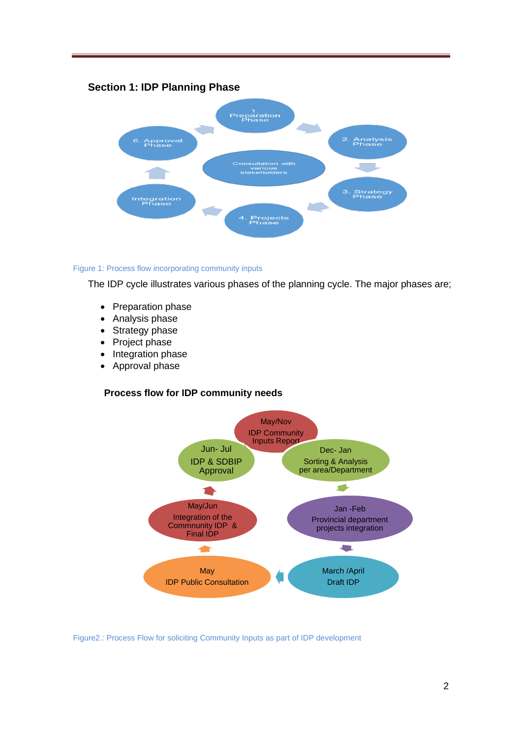## Section 1: IDP Planning Phase

Figure 1: Process flow incorporating community inputs

The IDP cycle illustrates various phases of the planning cycle. The major phases are;

- Preparation phase
- Analysis phase
- Strategy phase
- Project phase
- Integration phase
- Approval phase

### Process flow for IDP community needs

Figure2.: Process Flow for soliciting Community Inputs as part of IDP development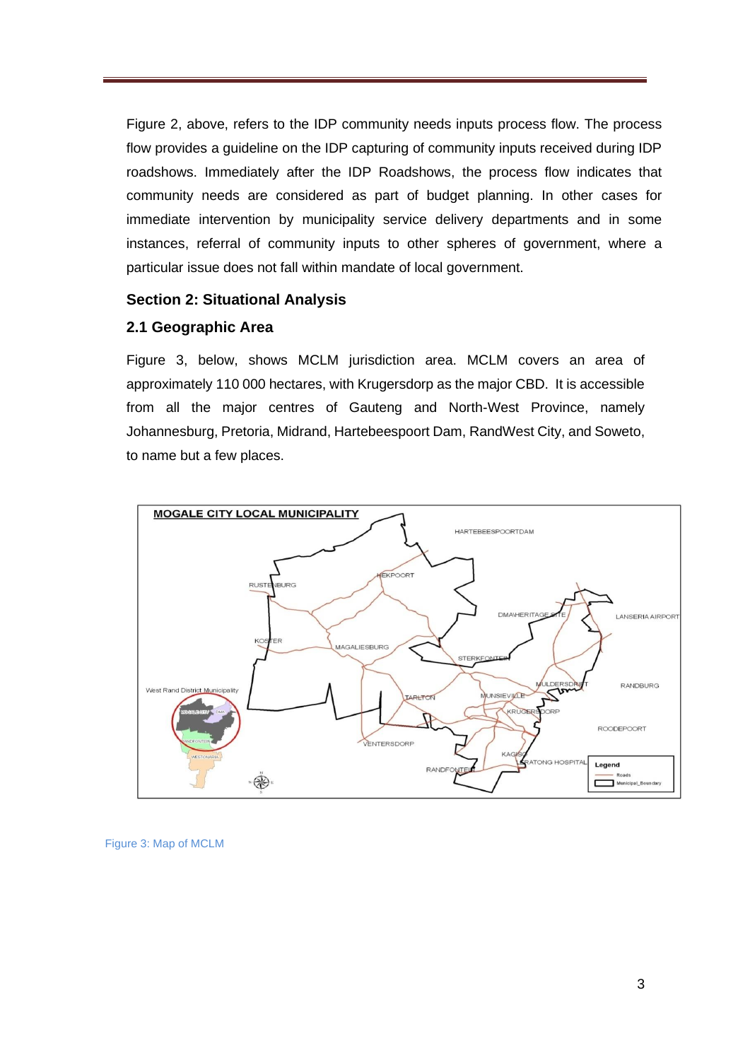Figure 2, above, refers to the IDP community needs inputs process flow. The process flow provides a guideline on the IDP capturing of community inputs received during IDP roadshows. Immediately after the IDP Roadshows, the process flow indicates that community needs are considered as part of budget planning. In other cases for immediate intervention by municipality service delivery departments and in some instances, referral of community inputs to other spheres of government, where a particular issue does not fall within mandate of local government.

## Section 2: Situational Analysis

### 2.1 Geographic Area

Figure 3, below, shows MCLM jurisdiction area. MCLM covers an area of approximately 110 000 hectares, with Krugersdorp as the major CBD. It is accessible from all the major centres of Gauteng and North-West Province, namely Johannesburg, Pretoria, Midrand, Hartebeespoort Dam, RandWest City, and Soweto, to name but a few places.

Figure 3: Map of MCLM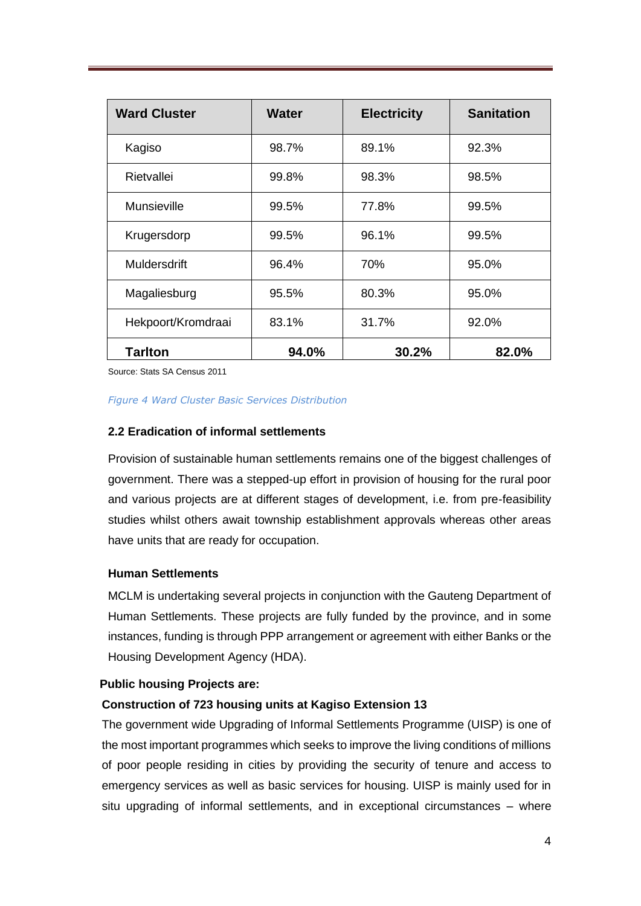| Ward Cluster | Water | Electricity | Sanitation |
|---|---|---|---|
| Kagiso | 98.7% | 89.1% | 92.3% |
| Rietvallei | 99.8% | 98.3% | 98.5% |
| Munsieville | 99.5% | 77.8% | 99.5% |
| Krugersdorp | 99.5% | 96.1% | 99.5% |
| Muldersdrift | 96.4% | 70% | 95.0% |
| Magaliesburg | 95.5% | 80.3% | 95.0% |
| Hekpoort/Kromdraai | 83.1% | 31.7% | 92.0% |
| **Tarlton** | **94.0%** | **30.2%** | **82.0%** |

Source: Stats SA Census 2011

*Figure 4 Ward Cluster Basic Services Distribution*

### 2.2 Eradication of informal settlements

Provision of sustainable human settlements remains one of the biggest challenges of government. There was a stepped-up effort in provision of housing for the rural poor and various projects are at different stages of development, i.e. from pre-feasibility studies whilst others await township establishment approvals whereas other areas have units that are ready for occupation.

**Human Settlements**

MCLM is undertaking several projects in conjunction with the Gauteng Department of Human Settlements. These projects are fully funded by the province, and in some instances, funding is through PPP arrangement or agreement with either Banks or the Housing Development Agency (HDA).

**Public housing Projects are:**

**Construction of 723 housing units at Kagiso Extension 13**

The government wide Upgrading of Informal Settlements Programme (UISP) is one of the most important programmes which seeks to improve the living conditions of millions of poor people residing in cities by providing the security of tenure and access to emergency services as well as basic services for housing. UISP is mainly used for in situ upgrading of informal settlements, and in exceptional circumstances – where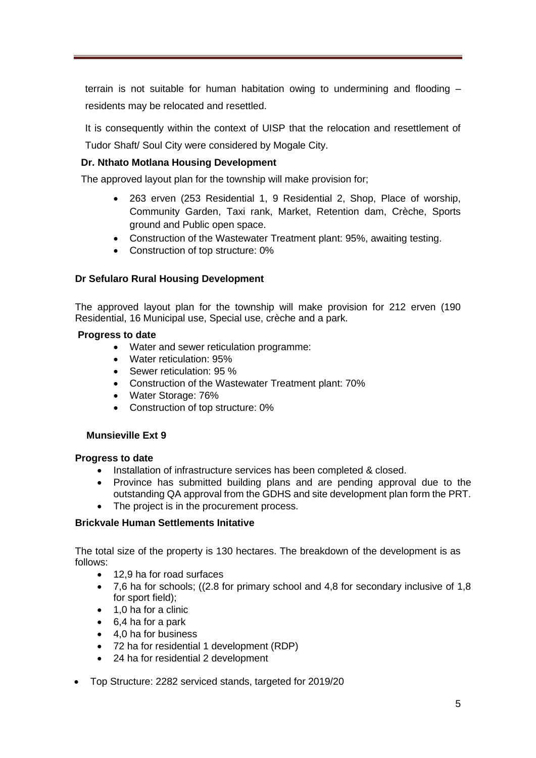terrain is not suitable for human habitation owing to undermining and flooding – residents may be relocated and resettled.

It is consequently within the context of UISP that the relocation and resettlement of Tudor Shaft/ Soul City were considered by Mogale City.

**Dr. Nthato Motlana Housing Development**

The approved layout plan for the township will make provision for;

- 263 erven (253 Residential 1, 9 Residential 2, Shop, Place of worship, Community Garden, Taxi rank, Market, Retention dam, Crèche, Sports ground and Public open space.
- Construction of the Wastewater Treatment plant: 95%, awaiting testing.
- Construction of top structure: 0%

**Dr Sefularo Rural Housing Development**

The approved layout plan for the township will make provision for 212 erven (190 Residential, 16 Municipal use, Special use, crèche and a park.

**Progress to date**

- Water and sewer reticulation programme:
- Water reticulation: 95%
- Sewer reticulation: 95 %
- Construction of the Wastewater Treatment plant: 70%
- Water Storage: 76%
- Construction of top structure: 0%

**Munsieville Ext 9**

**Progress to date**

- Installation of infrastructure services has been completed & closed.
- Province has submitted building plans and are pending approval due to the outstanding QA approval from the GDHS and site development plan form the PRT.
- The project is in the procurement process.

**Brickvale Human Settlements Initative**

The total size of the property is 130 hectares. The breakdown of the development is as follows:

- 12,9 ha for road surfaces
- 7,6 ha for schools; ((2.8 for primary school and 4,8 for secondary inclusive of 1,8 for sport field);
- 1,0 ha for a clinic
- 6,4 ha for a park
- 4,0 ha for business
- 72 ha for residential 1 development (RDP)
- 24 ha for residential 2 development

- Top Structure: 2282 serviced stands, targeted for 2019/20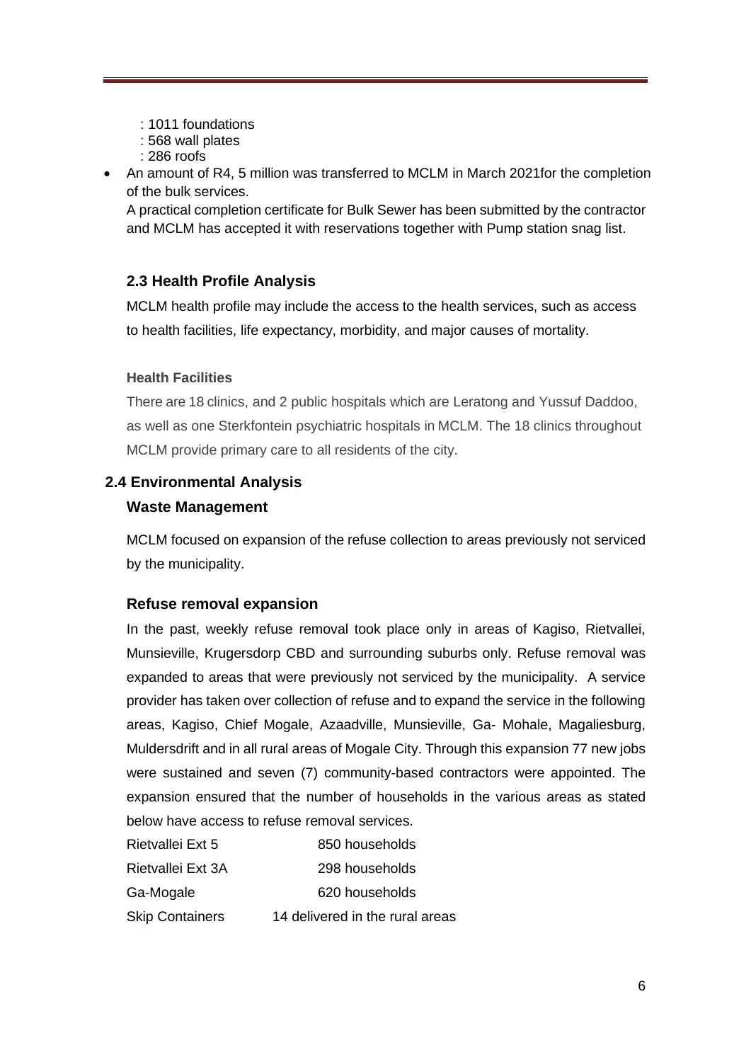: 1011 foundations
: 568 wall plates
: 286 roofs

- An amount of R4, 5 million was transferred to MCLM in March 2021for the completion of the bulk services.
  A practical completion certificate for Bulk Sewer has been submitted by the contractor and MCLM has accepted it with reservations together with Pump station snag list.

### 2.3 Health Profile Analysis

MCLM health profile may include the access to the health services, such as access to health facilities, life expectancy, morbidity, and major causes of mortality.

#### Health Facilities

There are 18 clinics, and 2 public hospitals which are Leratong and Yussuf Daddoo, as well as one Sterkfontein psychiatric hospitals in MCLM. The 18 clinics throughout MCLM provide primary care to all residents of the city.

## 2.4 Environmental Analysis

### Waste Management

MCLM focused on expansion of the refuse collection to areas previously not serviced by the municipality.

### Refuse removal expansion

In the past, weekly refuse removal took place only in areas of Kagiso, Rietvallei, Munsieville, Krugersdorp CBD and surrounding suburbs only. Refuse removal was expanded to areas that were previously not serviced by the municipality. A service provider has taken over collection of refuse and to expand the service in the following areas, Kagiso, Chief Mogale, Azaadville, Munsieville, Ga- Mohale, Magaliesburg, Muldersdrift and in all rural areas of Mogale City. Through this expansion 77 new jobs were sustained and seven (7) community-based contractors were appointed. The expansion ensured that the number of households in the various areas as stated below have access to refuse removal services.

| | |
|---|---|
| Rietvallei Ext 5 | 850 households |
| Rietvallei Ext 3A | 298 households |
| Ga-Mogale | 620 households |
| Skip Containers | 14 delivered in the rural areas |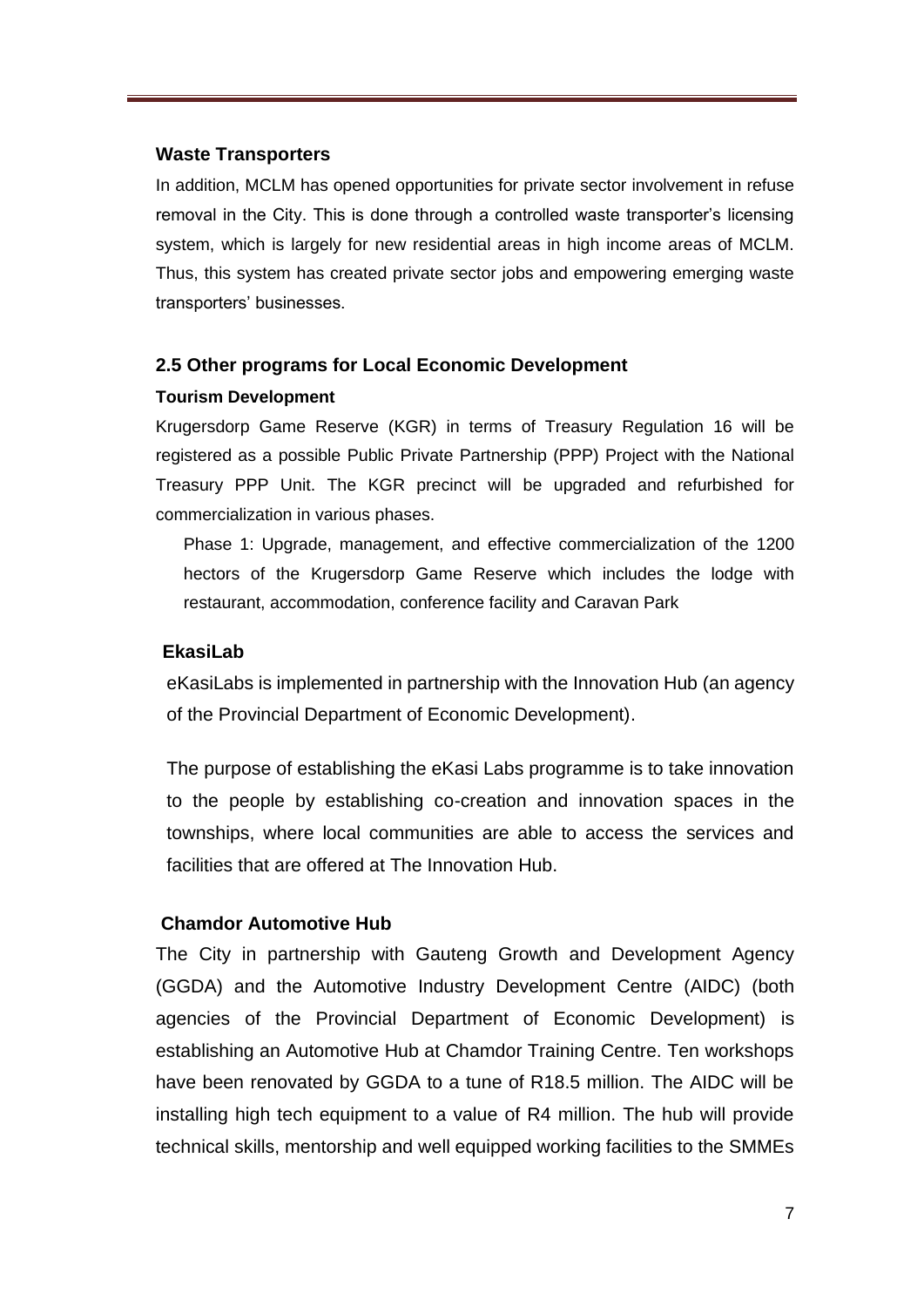**Waste Transporters**

In addition, MCLM has opened opportunities for private sector involvement in refuse removal in the City. This is done through a controlled waste transporter's licensing system, which is largely for new residential areas in high income areas of MCLM. Thus, this system has created private sector jobs and empowering emerging waste transporters' businesses.

### 2.5 Other programs for Local Economic Development

**Tourism Development**

Krugersdorp Game Reserve (KGR) in terms of Treasury Regulation 16 will be registered as a possible Public Private Partnership (PPP) Project with the National Treasury PPP Unit. The KGR precinct will be upgraded and refurbished for commercialization in various phases.

Phase 1: Upgrade, management, and effective commercialization of the 1200 hectors of the Krugersdorp Game Reserve which includes the lodge with restaurant, accommodation, conference facility and Caravan Park

**EkasiLab**

eKasiLabs is implemented in partnership with the Innovation Hub (an agency of the Provincial Department of Economic Development).

The purpose of establishing the eKasi Labs programme is to take innovation to the people by establishing co-creation and innovation spaces in the townships, where local communities are able to access the services and facilities that are offered at The Innovation Hub.

**Chamdor Automotive Hub**

The City in partnership with Gauteng Growth and Development Agency (GGDA) and the Automotive Industry Development Centre (AIDC) (both agencies of the Provincial Department of Economic Development) is establishing an Automotive Hub at Chamdor Training Centre. Ten workshops have been renovated by GGDA to a tune of R18.5 million. The AIDC will be installing high tech equipment to a value of R4 million. The hub will provide technical skills, mentorship and well equipped working facilities to the SMMEs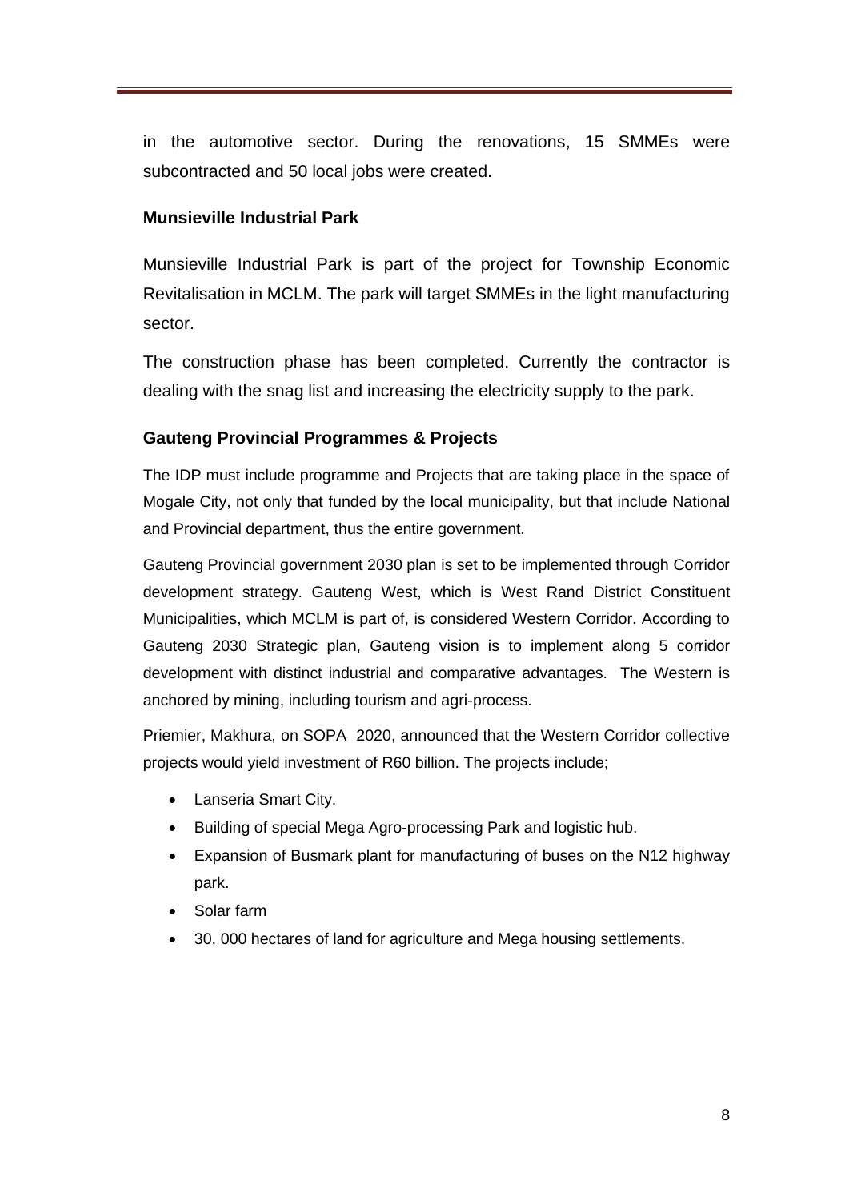in the automotive sector. During the renovations, 15 SMMEs were subcontracted and 50 local jobs were created.

**Munsieville Industrial Park**

Munsieville Industrial Park is part of the project for Township Economic Revitalisation in MCLM. The park will target SMMEs in the light manufacturing sector.

The construction phase has been completed. Currently the contractor is dealing with the snag list and increasing the electricity supply to the park.

**Gauteng Provincial Programmes & Projects**

The IDP must include programme and Projects that are taking place in the space of Mogale City, not only that funded by the local municipality, but that include National and Provincial department, thus the entire government.

Gauteng Provincial government 2030 plan is set to be implemented through Corridor development strategy. Gauteng West, which is West Rand District Constituent Municipalities, which MCLM is part of, is considered Western Corridor. According to Gauteng 2030 Strategic plan, Gauteng vision is to implement along 5 corridor development with distinct industrial and comparative advantages. The Western is anchored by mining, including tourism and agri-process.

Priemier, Makhura, on SOPA 2020, announced that the Western Corridor collective projects would yield investment of R60 billion. The projects include;

- Lanseria Smart City.
- Building of special Mega Agro-processing Park and logistic hub.
- Expansion of Busmark plant for manufacturing of buses on the N12 highway park.
- Solar farm
- 30, 000 hectares of land for agriculture and Mega housing settlements.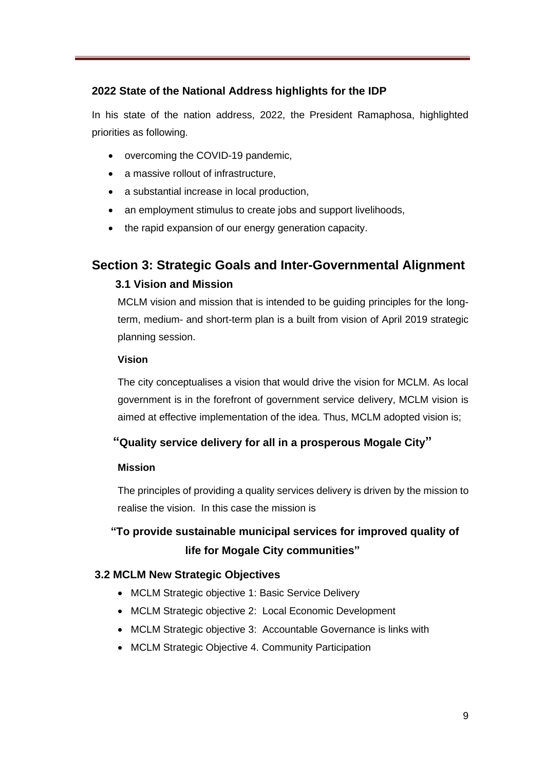### 2022 State of the National Address highlights for the IDP

In his state of the nation address, 2022, the President Ramaphosa, highlighted priorities as following.

- overcoming the COVID-19 pandemic,
- a massive rollout of infrastructure,
- a substantial increase in local production,
- an employment stimulus to create jobs and support livelihoods,
- the rapid expansion of our energy generation capacity.

## Section 3: Strategic Goals and Inter-Governmental Alignment

### 3.1 Vision and Mission

MCLM vision and mission that is intended to be guiding principles for the long-term, medium- and short-term plan is a built from vision of April 2019 strategic planning session.

**Vision**

The city conceptualises a vision that would drive the vision for MCLM. As local government is in the forefront of government service delivery, MCLM vision is aimed at effective implementation of the idea. Thus, MCLM adopted vision is;

**"Quality service delivery for all in a prosperous Mogale City"**

**Mission**

The principles of providing a quality services delivery is driven by the mission to realise the vision. In this case the mission is

**"To provide sustainable municipal services for improved quality of life for Mogale City communities"**

### 3.2 MCLM New Strategic Objectives

- MCLM Strategic objective 1: Basic Service Delivery
- MCLM Strategic objective 2: Local Economic Development
- MCLM Strategic objective 3: Accountable Governance is links with
- MCLM Strategic Objective 4. Community Participation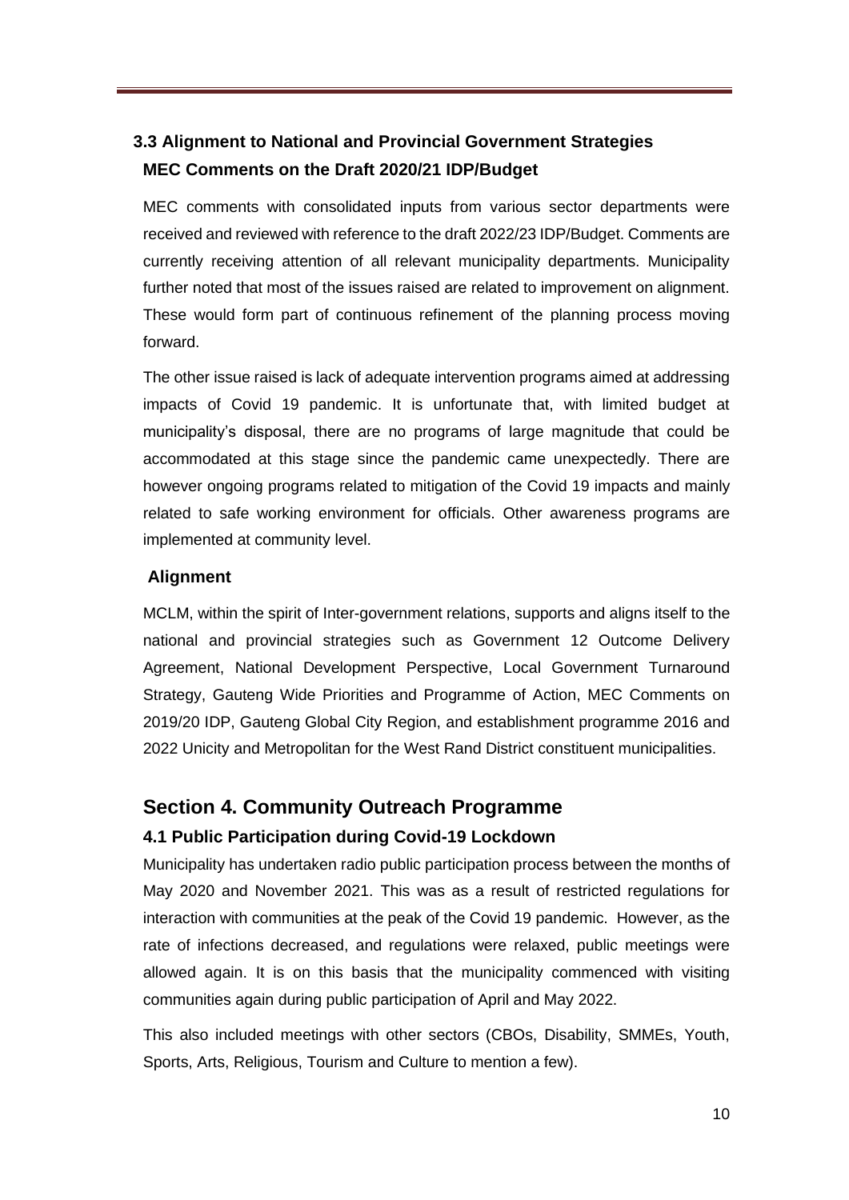### 3.3 Alignment to National and Provincial Government Strategies

**MEC Comments on the Draft 2020/21 IDP/Budget**

MEC comments with consolidated inputs from various sector departments were received and reviewed with reference to the draft 2022/23 IDP/Budget. Comments are currently receiving attention of all relevant municipality departments. Municipality further noted that most of the issues raised are related to improvement on alignment. These would form part of continuous refinement of the planning process moving forward.

The other issue raised is lack of adequate intervention programs aimed at addressing impacts of Covid 19 pandemic. It is unfortunate that, with limited budget at municipality's disposal, there are no programs of large magnitude that could be accommodated at this stage since the pandemic came unexpectedly. There are however ongoing programs related to mitigation of the Covid 19 impacts and mainly related to safe working environment for officials. Other awareness programs are implemented at community level.

**Alignment**

MCLM, within the spirit of Inter-government relations, supports and aligns itself to the national and provincial strategies such as Government 12 Outcome Delivery Agreement, National Development Perspective, Local Government Turnaround Strategy, Gauteng Wide Priorities and Programme of Action, MEC Comments on 2019/20 IDP, Gauteng Global City Region, and establishment programme 2016 and 2022 Unicity and Metropolitan for the West Rand District constituent municipalities.

## Section 4. Community Outreach Programme

### 4.1 Public Participation during Covid-19 Lockdown

Municipality has undertaken radio public participation process between the months of May 2020 and November 2021. This was as a result of restricted regulations for interaction with communities at the peak of the Covid 19 pandemic. However, as the rate of infections decreased, and regulations were relaxed, public meetings were allowed again. It is on this basis that the municipality commenced with visiting communities again during public participation of April and May 2022.

This also included meetings with other sectors (CBOs, Disability, SMMEs, Youth, Sports, Arts, Religious, Tourism and Culture to mention a few).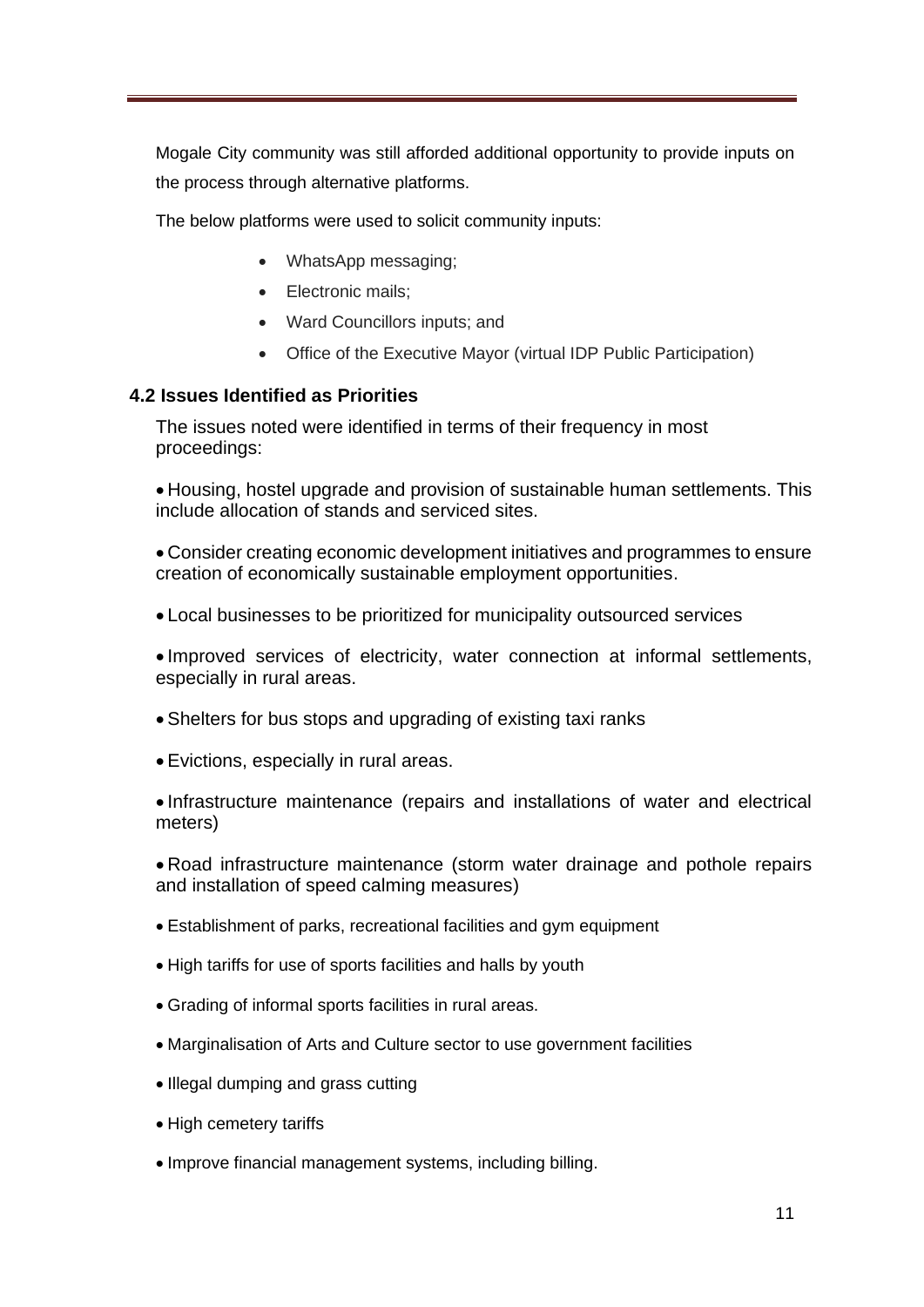Mogale City community was still afforded additional opportunity to provide inputs on the process through alternative platforms.

The below platforms were used to solicit community inputs:

- WhatsApp messaging;
- Electronic mails;
- Ward Councillors inputs; and
- Office of the Executive Mayor (virtual IDP Public Participation)

## 4.2 Issues Identified as Priorities

The issues noted were identified in terms of their frequency in most proceedings:

- Housing, hostel upgrade and provision of sustainable human settlements. This include allocation of stands and serviced sites.
- Consider creating economic development initiatives and programmes to ensure creation of economically sustainable employment opportunities.
- Local businesses to be prioritized for municipality outsourced services
- Improved services of electricity, water connection at informal settlements, especially in rural areas.
- Shelters for bus stops and upgrading of existing taxi ranks
- Evictions, especially in rural areas.
- Infrastructure maintenance (repairs and installations of water and electrical meters)
- Road infrastructure maintenance (storm water drainage and pothole repairs and installation of speed calming measures)
- Establishment of parks, recreational facilities and gym equipment
- High tariffs for use of sports facilities and halls by youth
- Grading of informal sports facilities in rural areas.
- Marginalisation of Arts and Culture sector to use government facilities
- Illegal dumping and grass cutting
- High cemetery tariffs
- Improve financial management systems, including billing.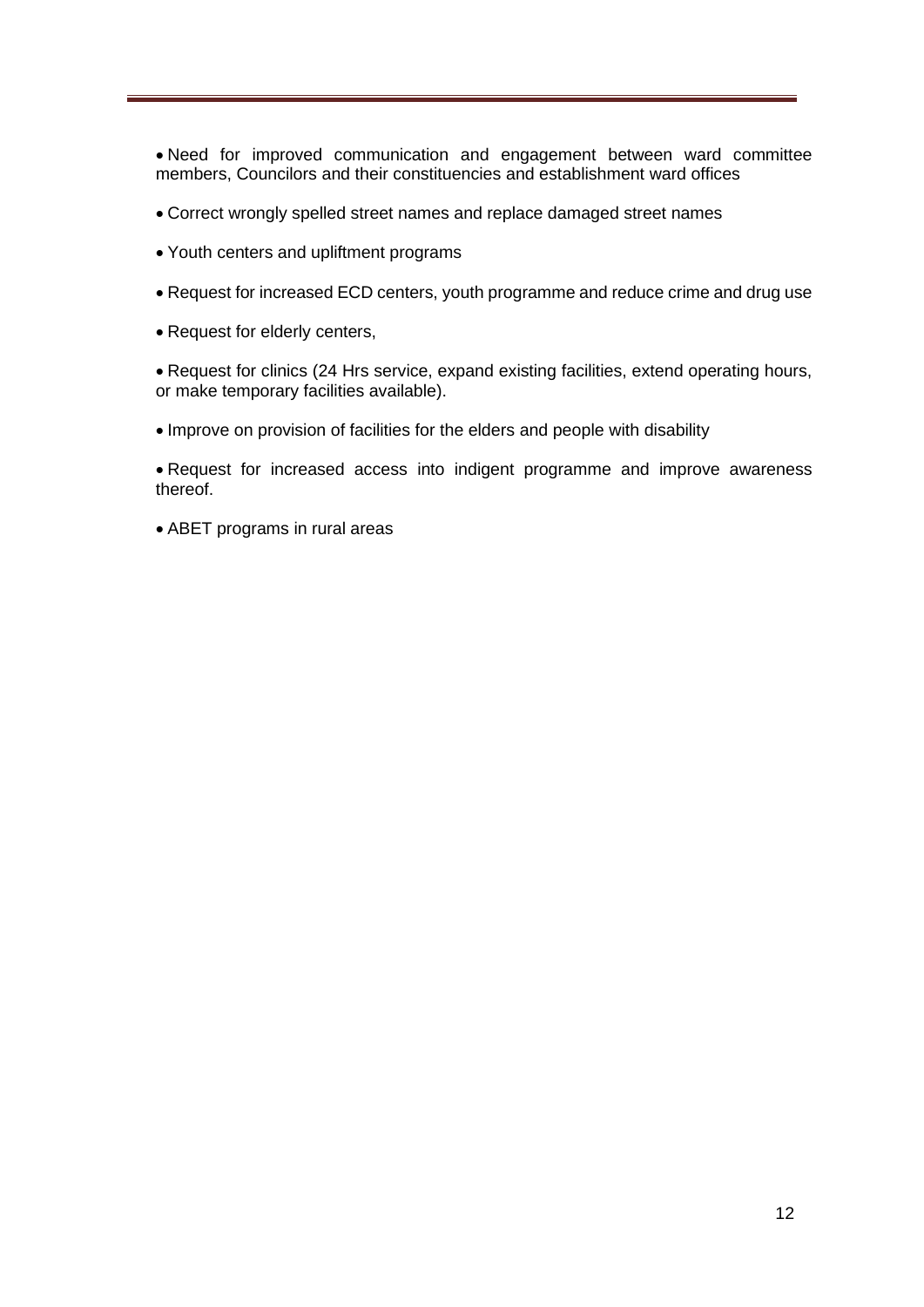- Need for improved communication and engagement between ward committee members, Councilors and their constituencies and establishment ward offices

- Correct wrongly spelled street names and replace damaged street names

- Youth centers and upliftment programs

- Request for increased ECD centers, youth programme and reduce crime and drug use

- Request for elderly centers,

- Request for clinics (24 Hrs service, expand existing facilities, extend operating hours, or make temporary facilities available).

- Improve on provision of facilities for the elders and people with disability

- Request for increased access into indigent programme and improve awareness thereof.

- ABET programs in rural areas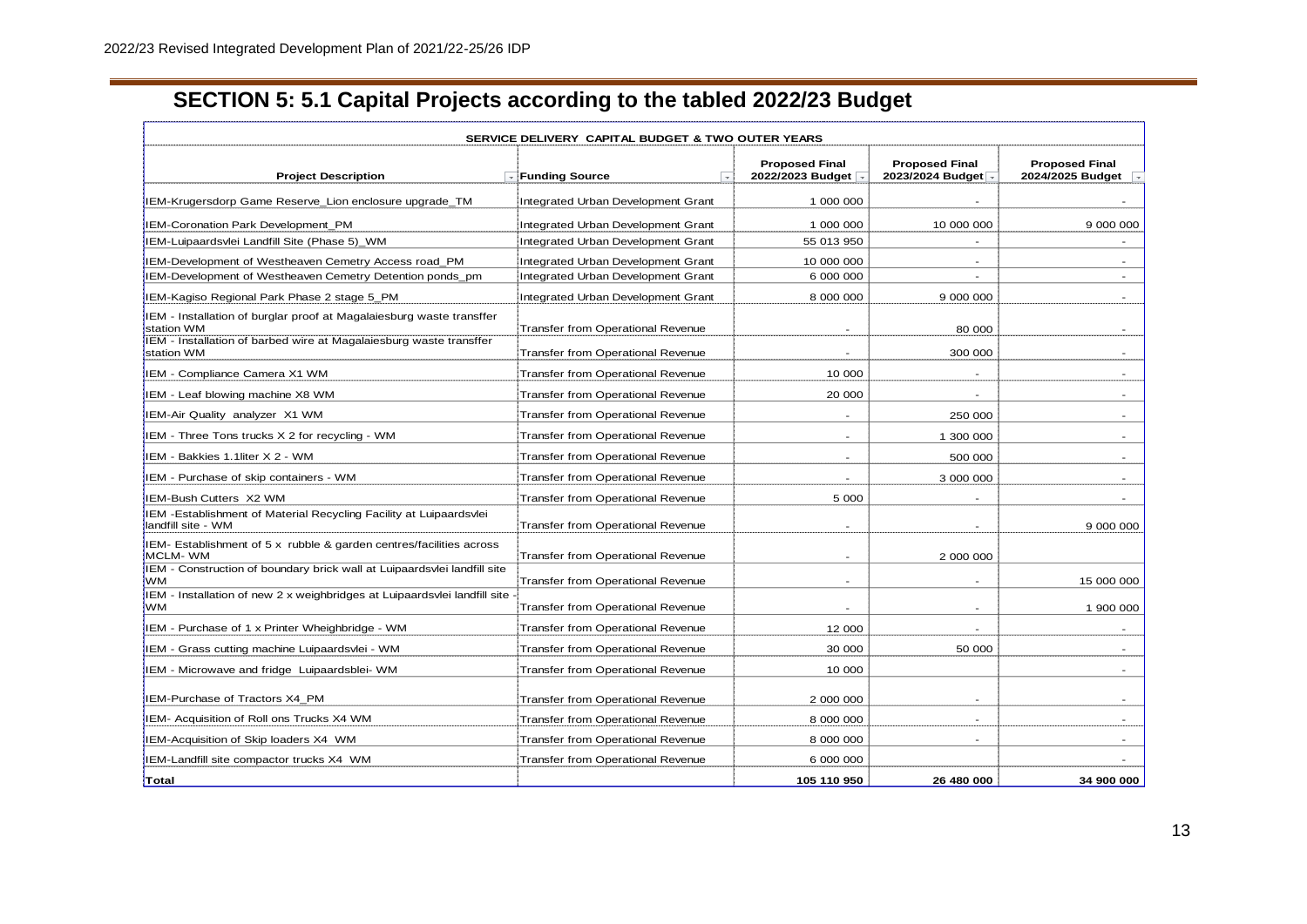## SECTION 5: 5.1 Capital Projects according to the tabled 2022/23 Budget

| SERVICE DELIVERY CAPITAL BUDGET & TWO OUTER YEARS | | | | |
|---|---|---|---|---|
| **Project Description** | **Funding Source** | **Proposed Final 2022/2023 Budget** | **Proposed Final 2023/2024 Budget** | **Proposed Final 2024/2025 Budget** |
| IEM-Krugersdorp Game Reserve_Lion enclosure upgrade_TM | Integrated Urban Development Grant | 1 000 000 | - | - |
| IEM-Coronation Park Development_PM | Integrated Urban Development Grant | 1 000 000 | 10 000 000 | 9 000 000 |
| IEM-Luipaardsvlei Landfill Site (Phase 5)_WM | Integrated Urban Development Grant | 55 013 950 | - | - |
| IEM-Development of Westheaven Cemetry Access road_PM | Integrated Urban Development Grant | 10 000 000 | - | - |
| IEM-Development of Westheaven Cemetry Detention ponds_pm | Integrated Urban Development Grant | 6 000 000 | - | - |
| IEM-Kagiso Regional Park Phase 2 stage 5_PM | Integrated Urban Development Grant | 8 000 000 | 9 000 000 | - |
| IEM - Installation of burglar proof at Magalaiesburg waste transffer station WM | Transfer from Operational Revenue | - | 80 000 | - |
| IEM - Installation of barbed wire at Magalaiesburg waste transffer station WM | Transfer from Operational Revenue | - | 300 000 | - |
| IEM - Compliance Camera X1 WM | Transfer from Operational Revenue | 10 000 | - | - |
| IEM - Leaf blowing machine X8 WM | Transfer from Operational Revenue | 20 000 | - | - |
| IEM-Air Quality analyzer X1 WM | Transfer from Operational Revenue | - | 250 000 | - |
| IEM - Three Tons trucks X 2 for recycling - WM | Transfer from Operational Revenue | - | 1 300 000 | - |
| IEM - Bakkies 1.1liter X 2 - WM | Transfer from Operational Revenue | - | 500 000 | - |
| IEM - Purchase of skip containers - WM | Transfer from Operational Revenue | - | 3 000 000 | - |
| IEM-Bush Cutters X2 WM | Transfer from Operational Revenue | 5 000 | - | - |
| IEM -Establishment of Material Recycling Facility at Luipaardsvlei landfill site - WM | Transfer from Operational Revenue | - | - | 9 000 000 |
| IEM- Establishment of 5 x rubble & garden centres/facilities across MCLM- WM | Transfer from Operational Revenue | - | 2 000 000 | |
| IEM - Construction of boundary brick wall at Luipaardsvlei landfill site WM | Transfer from Operational Revenue | - | - | 15 000 000 |
| IEM - Installation of new 2 x weighbridges at Luipaardsvlei landfill site - WM | Transfer from Operational Revenue | - | - | 1 900 000 |
| IEM - Purchase of 1 x Printer Wheighbridge - WM | Transfer from Operational Revenue | 12 000 | - | - |
| IEM - Grass cutting machine Luipaardsvlei - WM | Transfer from Operational Revenue | 30 000 | 50 000 | - |
| IEM - Microwave and fridge Luipaardsblei- WM | Transfer from Operational Revenue | 10 000 | | - |
| IEM-Purchase of Tractors X4_PM | Transfer from Operational Revenue | 2 000 000 | - | - |
| IEM- Acquisition of Roll ons Trucks X4 WM | Transfer from Operational Revenue | 8 000 000 | - | - |
| IEM-Acquisition of Skip loaders X4 WM | Transfer from Operational Revenue | 8 000 000 | - | - |
| IEM-Landfill site compactor trucks X4 WM | Transfer from Operational Revenue | 6 000 000 | | - |
| **Total** | | **105 110 950** | **26 480 000** | **34 900 000** |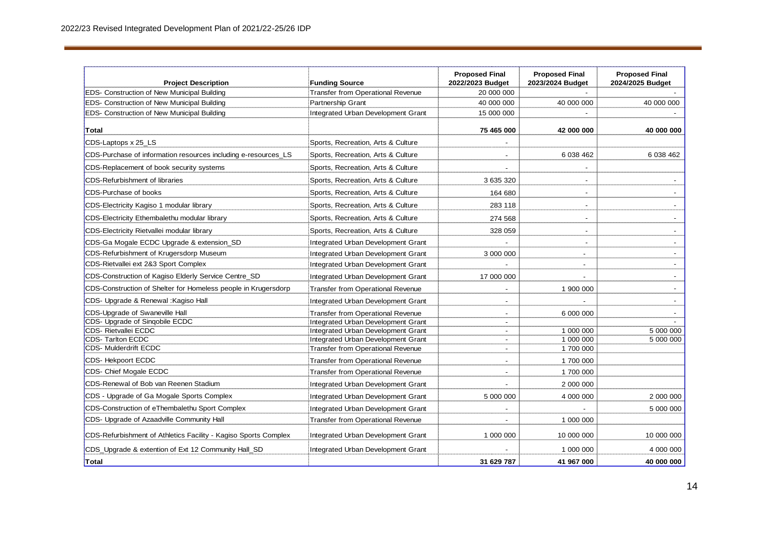| Project Description | Funding Source | Proposed Final 2022/2023 Budget | Proposed Final 2023/2024 Budget | Proposed Final 2024/2025 Budget |
|---|---|---|---|---|
| EDS- Construction of New Municipal Building | Transfer from Operational Revenue | 20 000 000 | - | - |
| EDS- Construction of New Municipal Building | Partnership Grant | 40 000 000 | 40 000 000 | 40 000 000 |
| EDS- Construction of New Municipal Building | Integrated Urban Development Grant | 15 000 000 | - | - |
| **Total** | | **75 465 000** | **42 000 000** | **40 000 000** |
| CDS-Laptops x 25_LS | Sports, Recreation, Arts & Culture | - | | |
| CDS-Purchase of information resources including e-resources_LS | Sports, Recreation, Arts & Culture | - | 6 038 462 | 6 038 462 |
| CDS-Replacement of book security systems | Sports, Recreation, Arts & Culture | - | - | |
| CDS-Refurbishment of libraries | Sports, Recreation, Arts & Culture | 3 635 320 | - | - |
| CDS-Purchase of books | Sports, Recreation, Arts & Culture | 164 680 | - | - |
| CDS-Electricity Kagiso 1 modular library | Sports, Recreation, Arts & Culture | 283 118 | - | - |
| CDS-Electricity Ethembalethu modular library | Sports, Recreation, Arts & Culture | 274 568 | - | - |
| CDS-Electricity Rietvallei modular library | Sports, Recreation, Arts & Culture | 328 059 | - | - |
| CDS-Ga Mogale ECDC Upgrade & extension_SD | Integrated Urban Development Grant | - | - | - |
| CDS-Refurbishment of Krugersdorp Museum | Integrated Urban Development Grant | 3 000 000 | - | - |
| CDS-Rietvallei ext 2&3 Sport Complex | Integrated Urban Development Grant | - | - | - |
| CDS-Construction of Kagiso Elderly Service Centre_SD | Integrated Urban Development Grant | 17 000 000 | - | - |
| CDS-Construction of Shelter for Homeless people in Krugersdorp | Transfer from Operational Revenue | - | 1 900 000 | - |
| CDS- Upgrade & Renewal :Kagiso Hall | Integrated Urban Development Grant | - | - | - |
| CDS-Upgrade of Swaneville Hall | Transfer from Operational Revenue | - | 6 000 000 | - |
| CDS- Upgrade of Sinqobile ECDC | Integrated Urban Development Grant | - | | - |
| CDS- Rietvallei ECDC | Integrated Urban Development Grant | - | 1 000 000 | 5 000 000 |
| CDS- Tarlton ECDC | Integrated Urban Development Grant | - | 1 000 000 | 5 000 000 |
| CDS- Mulderdrift ECDC | Transfer from Operational Revenue | - | 1 700 000 | |
| CDS- Hekpoort ECDC | Transfer from Operational Revenue | - | 1 700 000 | |
| CDS- Chief Mogale ECDC | Transfer from Operational Revenue | - | 1 700 000 | |
| CDS-Renewal of Bob van Reenen Stadium | Integrated Urban Development Grant | - | 2 000 000 | |
| CDS - Upgrade of Ga Mogale Sports Complex | Integrated Urban Development Grant | 5 000 000 | 4 000 000 | 2 000 000 |
| CDS-Construction of eThembalethu Sport Complex | Integrated Urban Development Grant | - | - | 5 000 000 |
| CDS- Upgrade of Azaadville Community Hall | Transfer from Operational Revenue | - | 1 000 000 | |
| CDS-Refurbishment of Athletics Facility - Kagiso Sports Complex | Integrated Urban Development Grant | 1 000 000 | 10 000 000 | 10 000 000 |
| CDS_Upgrade & extention of Ext 12 Community Hall_SD | Integrated Urban Development Grant | - | 1 000 000 | 4 000 000 |
| **Total** | | **31 629 787** | **41 967 000** | **40 000 000** |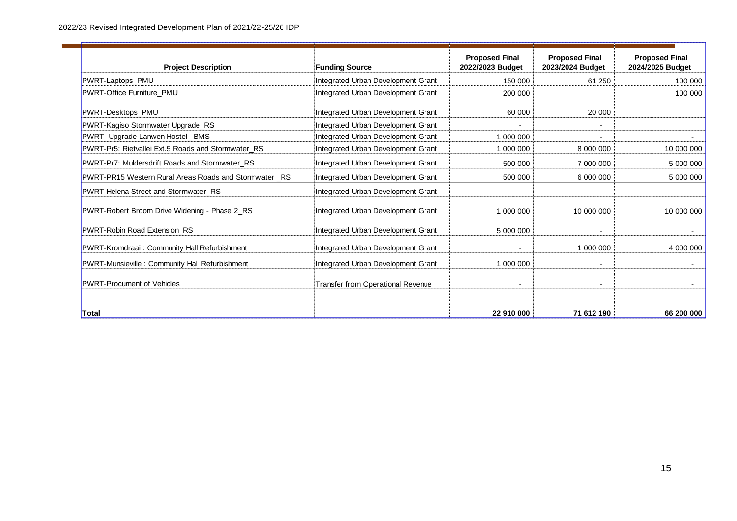| Project Description | Funding Source | Proposed Final 2022/2023 Budget | Proposed Final 2023/2024 Budget | Proposed Final 2024/2025 Budget |
|---|---|---|---|---|
| PWRT-Laptops_PMU | Integrated Urban Development Grant | 150 000 | 61 250 | 100 000 |
| PWRT-Office Furniture_PMU | Integrated Urban Development Grant | 200 000 | | 100 000 |
| PWRT-Desktops_PMU | Integrated Urban Development Grant | 60 000 | 20 000 | |
| PWRT-Kagiso Stormwater Upgrade_RS | Integrated Urban Development Grant | - | - | |
| PWRT- Upgrade Lanwen Hostel_ BMS | Integrated Urban Development Grant | 1 000 000 | - | - |
| PWRT-Pr5: Rietvallei Ext.5 Roads and Stormwater_RS | Integrated Urban Development Grant | 1 000 000 | 8 000 000 | 10 000 000 |
| PWRT-Pr7: Muldersdrift Roads and Stormwater_RS | Integrated Urban Development Grant | 500 000 | 7 000 000 | 5 000 000 |
| PWRT-PR15 Western Rural Areas Roads and Stormwater _RS | Integrated Urban Development Grant | 500 000 | 6 000 000 | 5 000 000 |
| PWRT-Helena Street and Stormwater_RS | Integrated Urban Development Grant | - | - | |
| PWRT-Robert Broom Drive Widening - Phase 2_RS | Integrated Urban Development Grant | 1 000 000 | 10 000 000 | 10 000 000 |
| PWRT-Robin Road Extension_RS | Integrated Urban Development Grant | 5 000 000 | - | - |
| PWRT-Kromdraai : Community Hall Refurbishment | Integrated Urban Development Grant | - | 1 000 000 | 4 000 000 |
| PWRT-Munsieville : Community Hall Refurbishment | Integrated Urban Development Grant | 1 000 000 | - | - |
| PWRT-Procument of Vehicles | Transfer from Operational Revenue | - | - | - |
| **Total** | | **22 910 000** | **71 612 190** | **66 200 000** |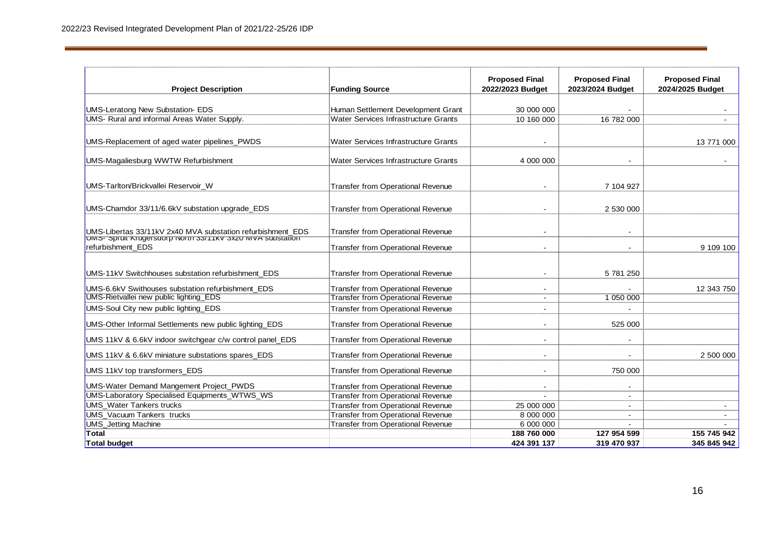| Project Description | Funding Source | Proposed Final 2022/2023 Budget | Proposed Final 2023/2024 Budget | Proposed Final 2024/2025 Budget |
|---|---|---|---|---|
| UMS-Leratong New Substation- EDS | Human Settlement Development Grant | 30 000 000 | - | - |
| UMS- Rural and informal Areas Water Supply. | Water Services Infrastructure Grants | 10 160 000 | 16 782 000 | - |
| UMS-Replacement of aged water pipelines_PWDS | Water Services Infrastructure Grants | - | | 13 771 000 |
| UMS-Magaliesburg WWTW Refurbishment | Water Services Infrastructure Grants | 4 000 000 | - | - |
| UMS-Tarlton/Brickvallei Reservoir_W | Transfer from Operational Revenue | - | 7 104 927 | |
| UMS-Chamdor 33/11/6.6kV substation upgrade_EDS | Transfer from Operational Revenue | - | 2 530 000 | |
| UMS-Libertas 33/11kV 2x40 MVA substation refurbishment_EDS | Transfer from Operational Revenue | - | - | |
| UMS- Spruit Krugersdorp North 33/11kV 3x20 MVA substation refurbishment_EDS | Transfer from Operational Revenue | - | - | 9 109 100 |
| UMS-11kV Switchhouses substation refurbishment_EDS | Transfer from Operational Revenue | - | 5 781 250 | |
| UMS-6.6kV Swithouses substation refurbishment_EDS | Transfer from Operational Revenue | - | - | 12 343 750 |
| UMS-Rietvallei new public lighting_EDS | Transfer from Operational Revenue | - | 1 050 000 | |
| UMS-Soul City new public lighting_EDS | Transfer from Operational Revenue | - | - | |
| UMS-Other Informal Settlements new public lighting_EDS | Transfer from Operational Revenue | - | 525 000 | |
| UMS 11kV & 6.6kV indoor switchgear c/w control panel_EDS | Transfer from Operational Revenue | - | - | |
| UMS 11kV & 6.6kV miniature substations spares_EDS | Transfer from Operational Revenue | - | - | 2 500 000 |
| UMS 11kV top transformers_EDS | Transfer from Operational Revenue | - | 750 000 | |
| UMS-Water Demand Mangement Project_PWDS | Transfer from Operational Revenue | - | - | |
| UMS-Laboratory Specialised Equipments_WTWS_WS | Transfer from Operational Revenue | - | - | |
| UMS_Water Tankers trucks | Transfer from Operational Revenue | 25 000 000 | - | - |
| UMS_Vacuum Tankers trucks | Transfer from Operational Revenue | 8 000 000 | - | - |
| UMS_Jetting Machine | Transfer from Operational Revenue | 6 000 000 | - | - |
| **Total** | | **188 760 000** | **127 954 599** | **155 745 942** |
| **Total budget** | | **424 391 137** | **319 470 937** | **345 845 942** |